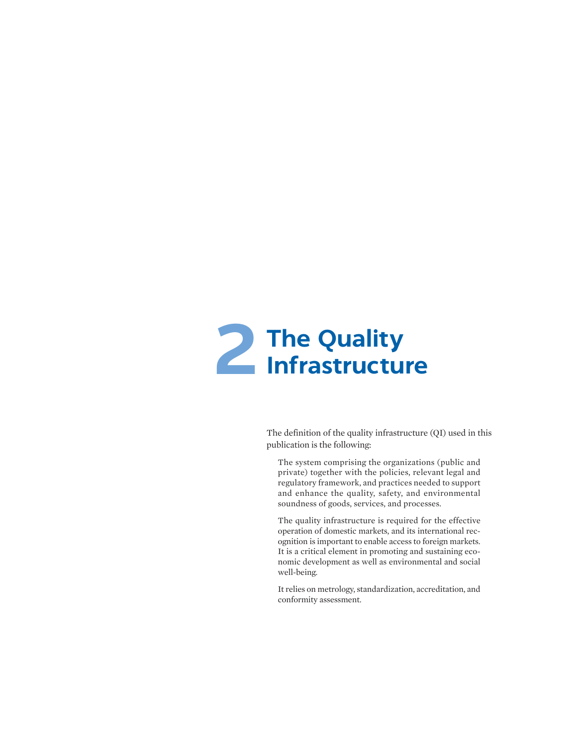# 2 The Quality Infrastructure

The definition of the quality infrastructure (QI) used in this publication is the following:

> The system comprising the organizations (public and private) together with the policies, relevant legal and regulatory framework, and practices needed to support and enhance the quality, safety, and environmental soundness of goods, services, and processes.
>
> The quality infrastructure is required for the effective operation of domestic markets, and its international recognition is important to enable access to foreign markets. It is a critical element in promoting and sustaining economic development as well as environmental and social well-being.
>
> It relies on metrology, standardization, accreditation, and conformity assessment.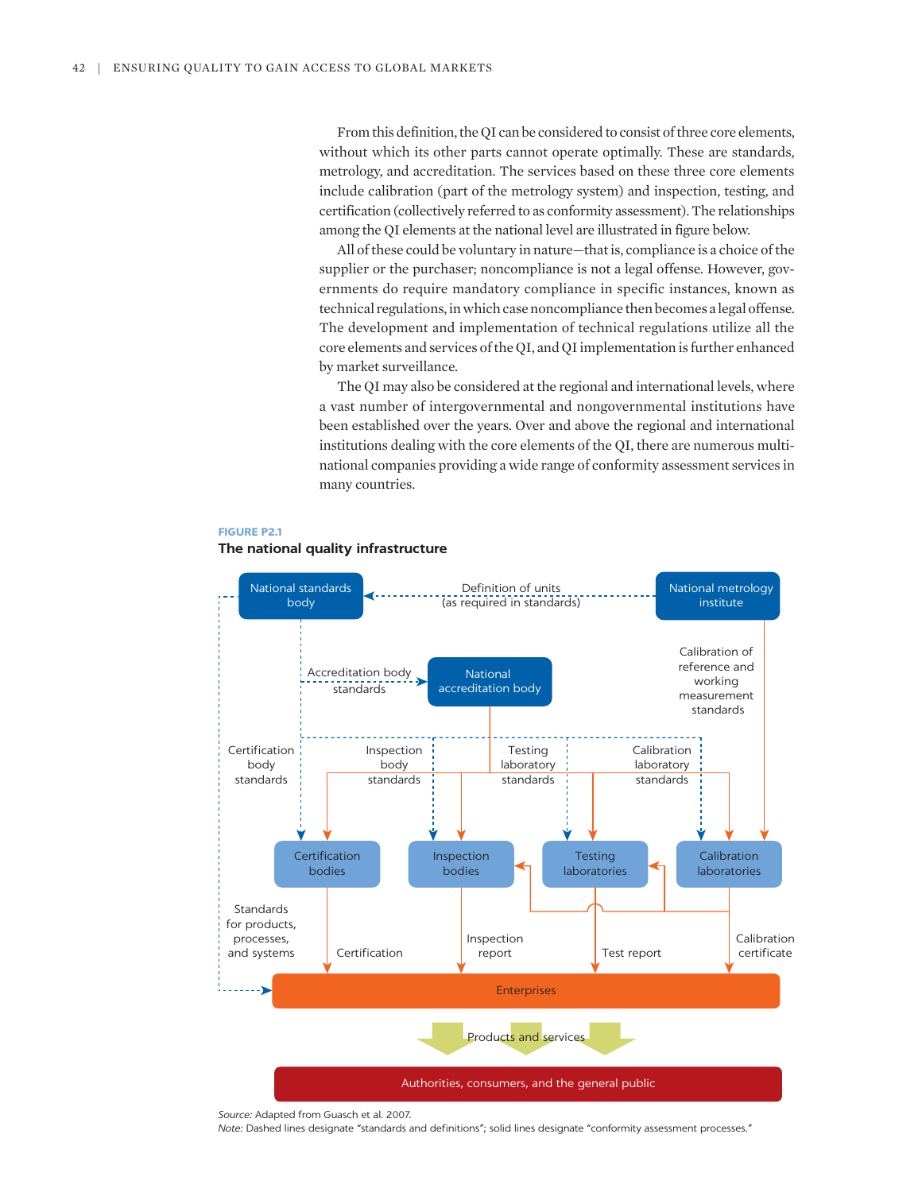From this definition, the QI can be considered to consist of three core elements, without which its other parts cannot operate optimally. These are standards, metrology, and accreditation. The services based on these three core elements include calibration (part of the metrology system) and inspection, testing, and certification (collectively referred to as conformity assessment). The relationships among the QI elements at the national level are illustrated in figure below.

All of these could be voluntary in nature—that is, compliance is a choice of the supplier or the purchaser; noncompliance is not a legal offense. However, governments do require mandatory compliance in specific instances, known as technical regulations, in which case noncompliance then becomes a legal offense. The development and implementation of technical regulations utilize all the core elements and services of the QI, and QI implementation is further enhanced by market surveillance.

The QI may also be considered at the regional and international levels, where a vast number of intergovernmental and nongovernmental institutions have been established over the years. Over and above the regional and international institutions dealing with the core elements of the QI, there are numerous multinational companies providing a wide range of conformity assessment services in many countries.

**FIGURE P2.1**

**The national quality infrastructure**

National standards body — Definition of units (as required in standards) — National metrology institute

Accreditation body standards → National accreditation body

Calibration of reference and working measurement standards

Certification body standards | Inspection body standards | Testing laboratory standards | Calibration laboratory standards

Certification bodies | Inspection bodies | Testing laboratories | Calibration laboratories

Standards for products, processes, and systems | Certification | Inspection report | Test report | Calibration certificate

Enterprises

Products and services

Authorities, consumers, and the general public

*Source:* Adapted from Guasch et al. 2007.

*Note:* Dashed lines designate "standards and definitions"; solid lines designate "conformity assessment processes."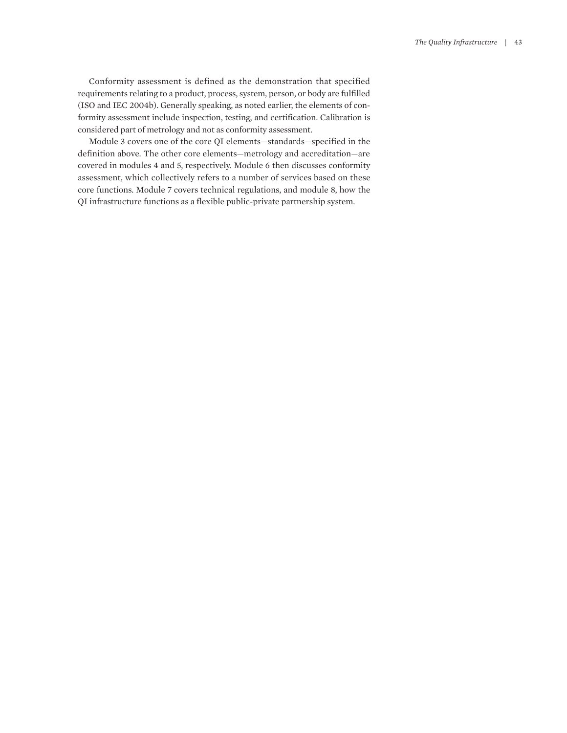Conformity assessment is defined as the demonstration that specified requirements relating to a product, process, system, person, or body are fulfilled (ISO and IEC 2004b). Generally speaking, as noted earlier, the elements of conformity assessment include inspection, testing, and certification. Calibration is considered part of metrology and not as conformity assessment.

Module 3 covers one of the core QI elements—standards—specified in the definition above. The other core elements—metrology and accreditation—are covered in modules 4 and 5, respectively. Module 6 then discusses conformity assessment, which collectively refers to a number of services based on these core functions. Module 7 covers technical regulations, and module 8, how the QI infrastructure functions as a flexible public-private partnership system.